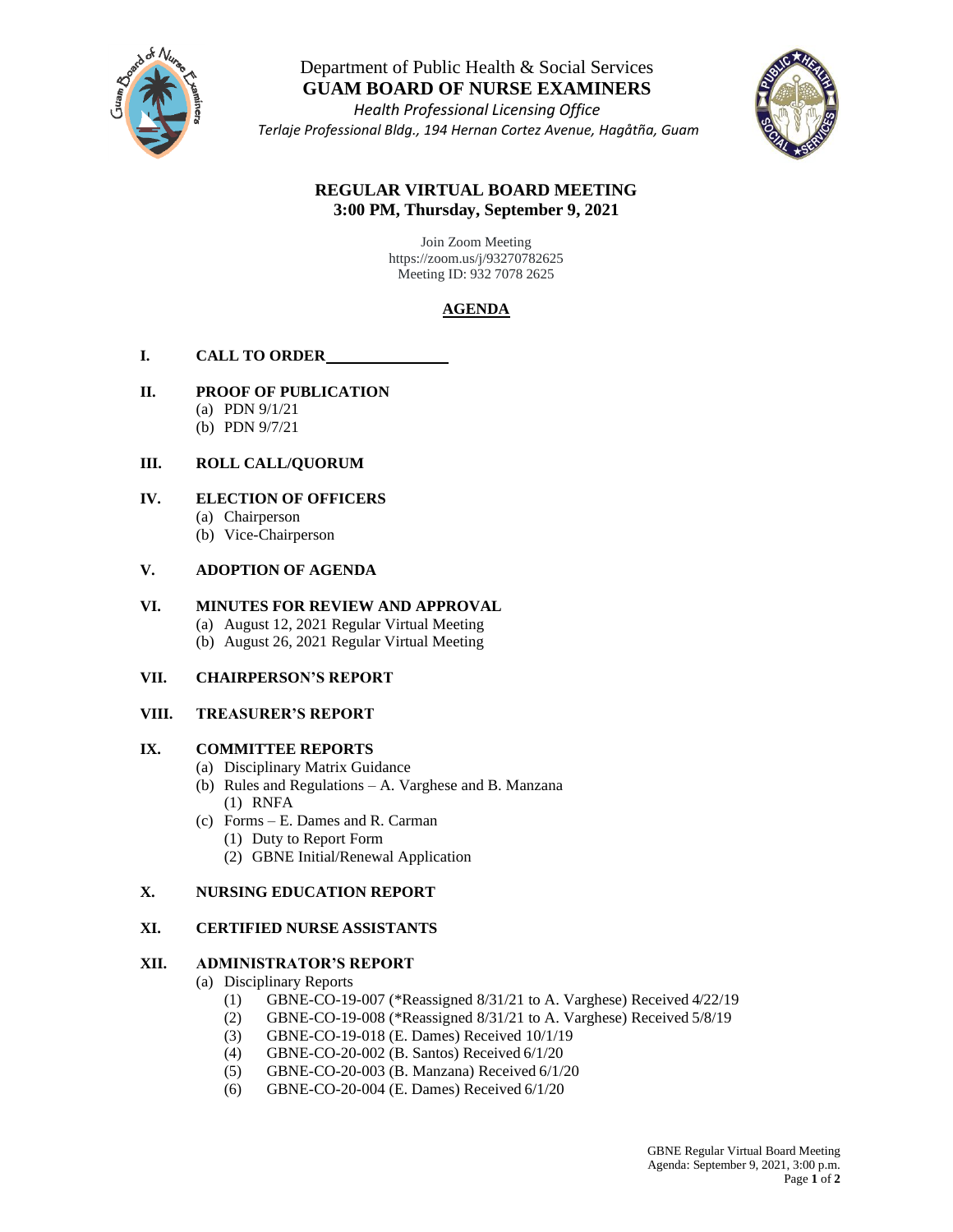Department of Public Health & Social Services

**GUAM BOARD OF NURSE EXAMINERS**

*Health Professional Licensing Office*

*Terlaje Professional Bldg., 194 Hernan Cortez Avenue, Hagåtña, Guam*

**REGULAR VIRTUAL BOARD MEETING**
**3:00 PM, Thursday, September 9, 2021**

Join Zoom Meeting
https://zoom.us/j/93270782625
Meeting ID: 932 7078 2625

# AGENDA

**I. CALL TO ORDER**\_\_\_\_\_\_\_\_\_\_\_\_\_\_

**II. PROOF OF PUBLICATION**
- (a) PDN 9/1/21
- (b) PDN 9/7/21

**III. ROLL CALL/QUORUM**

**IV. ELECTION OF OFFICERS**
- (a) Chairperson
- (b) Vice-Chairperson

**V. ADOPTION OF AGENDA**

**VI. MINUTES FOR REVIEW AND APPROVAL**
- (a) August 12, 2021 Regular Virtual Meeting
- (b) August 26, 2021 Regular Virtual Meeting

**VII. CHAIRPERSON'S REPORT**

**VIII. TREASURER'S REPORT**

**IX. COMMITTEE REPORTS**
- (a) Disciplinary Matrix Guidance
- (b) Rules and Regulations – A. Varghese and B. Manzana
  - (1) RNFA
- (c) Forms – E. Dames and R. Carman
  - (1) Duty to Report Form
  - (2) GBNE Initial/Renewal Application

**X. NURSING EDUCATION REPORT**

**XI. CERTIFIED NURSE ASSISTANTS**

**XII. ADMINISTRATOR'S REPORT**
- (a) Disciplinary Reports
  - (1) GBNE-CO-19-007 (*Reassigned 8/31/21 to A. Varghese) Received 4/22/19
  - (2) GBNE-CO-19-008 (*Reassigned 8/31/21 to A. Varghese) Received 5/8/19
  - (3) GBNE-CO-19-018 (E. Dames) Received 10/1/19
  - (4) GBNE-CO-20-002 (B. Santos) Received 6/1/20
  - (5) GBNE-CO-20-003 (B. Manzana) Received 6/1/20
  - (6) GBNE-CO-20-004 (E. Dames) Received 6/1/20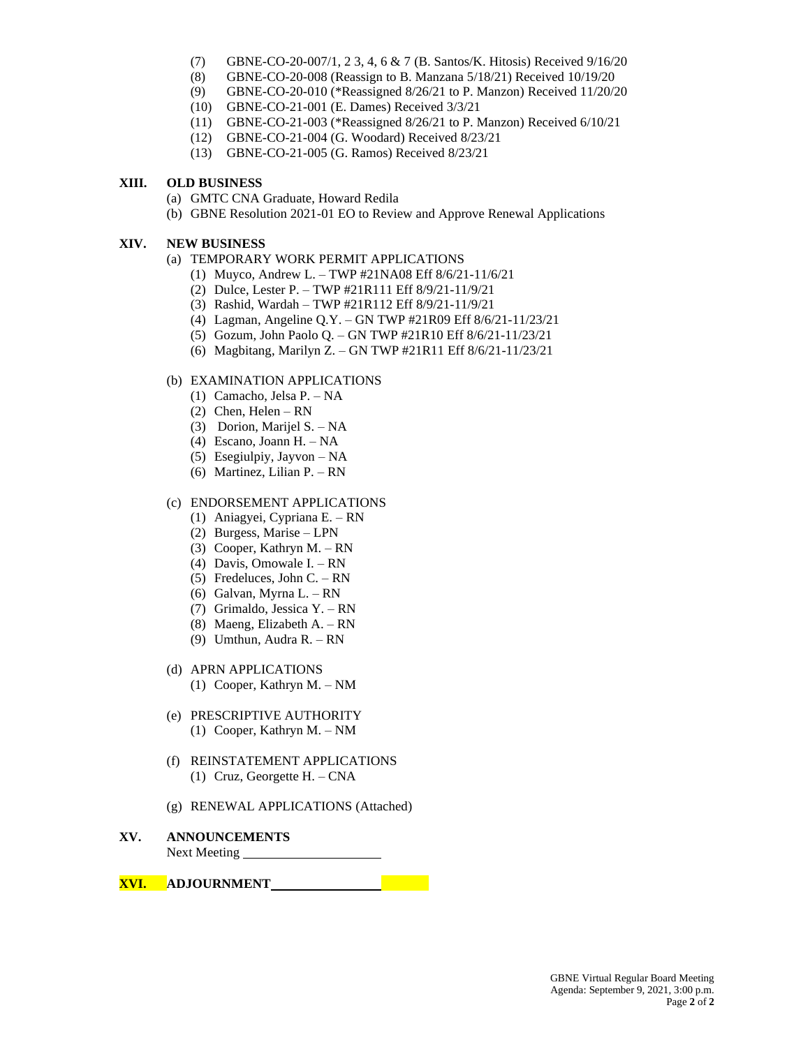(7) GBNE-CO-20-007/1, 2 3, 4, 6 & 7 (B. Santos/K. Hitosis) Received 9/16/20
(8) GBNE-CO-20-008 (Reassign to B. Manzana 5/18/21) Received 10/19/20
(9) GBNE-CO-20-010 (*Reassigned 8/26/21 to P. Manzon) Received 11/20/20
(10) GBNE-CO-21-001 (E. Dames) Received 3/3/21
(11) GBNE-CO-21-003 (*Reassigned 8/26/21 to P. Manzon) Received 6/10/21
(12) GBNE-CO-21-004 (G. Woodard) Received 8/23/21
(13) GBNE-CO-21-005 (G. Ramos) Received 8/23/21

**XIII. OLD BUSINESS**

(a) GMTC CNA Graduate, Howard Redila
(b) GBNE Resolution 2021-01 EO to Review and Approve Renewal Applications

**XIV. NEW BUSINESS**

(a) TEMPORARY WORK PERMIT APPLICATIONS
(1) Muyco, Andrew L. – TWP #21NA08 Eff 8/6/21-11/6/21
(2) Dulce, Lester P. – TWP #21R111 Eff 8/9/21-11/9/21
(3) Rashid, Wardah – TWP #21R112 Eff 8/9/21-11/9/21
(4) Lagman, Angeline Q.Y. – GN TWP #21R09 Eff 8/6/21-11/23/21
(5) Gozum, John Paolo Q. – GN TWP #21R10 Eff 8/6/21-11/23/21
(6) Magbitang, Marilyn Z. – GN TWP #21R11 Eff 8/6/21-11/23/21

(b) EXAMINATION APPLICATIONS
(1) Camacho, Jelsa P. – NA
(2) Chen, Helen – RN
(3) Dorion, Marijel S. – NA
(4) Escano, Joann H. – NA
(5) Esegiulpiy, Jayvon – NA
(6) Martinez, Lilian P. – RN

(c) ENDORSEMENT APPLICATIONS
(1) Aniagyei, Cypriana E. – RN
(2) Burgess, Marise – LPN
(3) Cooper, Kathryn M. – RN
(4) Davis, Omowale I. – RN
(5) Fredeluces, John C. – RN
(6) Galvan, Myrna L. – RN
(7) Grimaldo, Jessica Y. – RN
(8) Maeng, Elizabeth A. – RN
(9) Umthun, Audra R. – RN

(d) APRN APPLICATIONS
(1) Cooper, Kathryn M. – NM

(e) PRESCRIPTIVE AUTHORITY
(1) Cooper, Kathryn M. – NM

(f) REINSTATEMENT APPLICATIONS
(1) Cruz, Georgette H. – CNA

(g) RENEWAL APPLICATIONS (Attached)

**XV. ANNOUNCEMENTS**

Next Meeting ____________________

**XVI. ADJOURNMENT** ________________